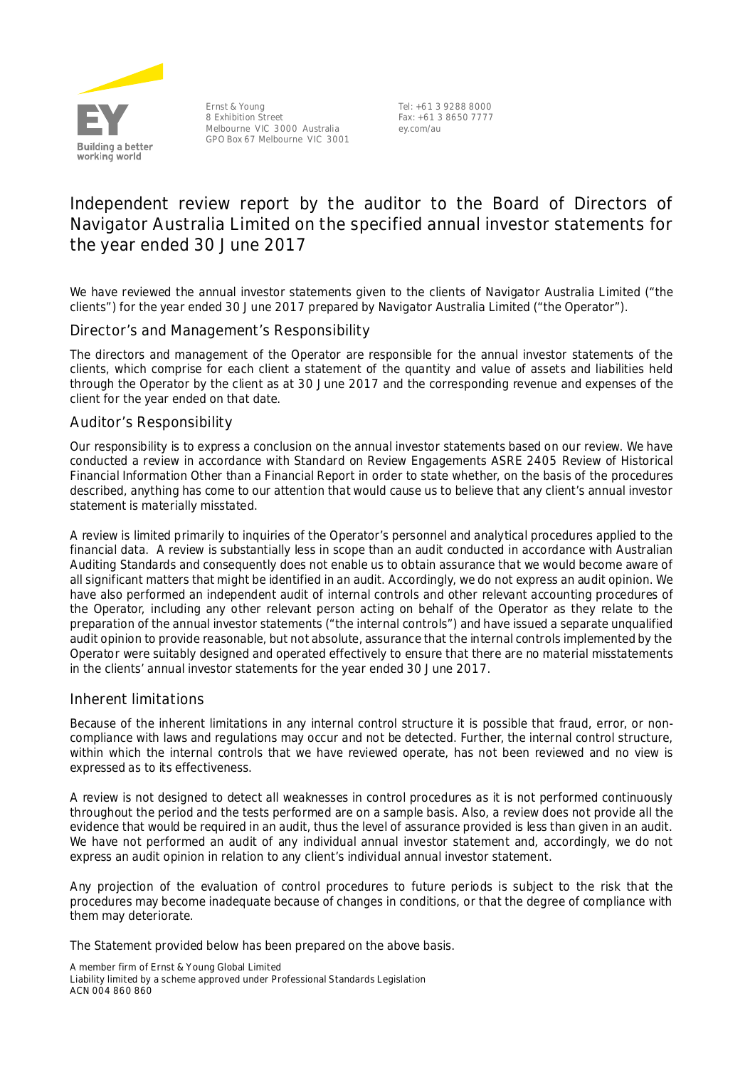Ernst & Young
8 Exhibition Street
Melbourne VIC 3000 Australia
GPO Box 67 Melbourne VIC 3001

Tel: +61 3 9288 8000
Fax: +61 3 8650 7777
ey.com/au

# Independent review report by the auditor to the Board of Directors of Navigator Australia Limited on the specified annual investor statements for the year ended 30 June 2017

We have reviewed the annual investor statements given to the clients of Navigator Australia Limited ("the clients") for the year ended 30 June 2017 prepared by Navigator Australia Limited ("the Operator").

## Director's and Management's Responsibility

The directors and management of the Operator are responsible for the annual investor statements of the clients, which comprise for each client a statement of the quantity and value of assets and liabilities held through the Operator by the client as at 30 June 2017 and the corresponding revenue and expenses of the client for the year ended on that date.

## Auditor's Responsibility

Our responsibility is to express a conclusion on the annual investor statements based on our review. We have conducted a review in accordance with Standard on Review Engagements ASRE 2405 Review of Historical Financial Information Other than a Financial Report in order to state whether, on the basis of the procedures described, anything has come to our attention that would cause us to believe that any client's annual investor statement is materially misstated.

A review is limited primarily to inquiries of the Operator's personnel and analytical procedures applied to the financial data. A review is substantially less in scope than an audit conducted in accordance with Australian Auditing Standards and consequently does not enable us to obtain assurance that we would become aware of all significant matters that might be identified in an audit. Accordingly, we do not express an audit opinion. We have also performed an independent audit of internal controls and other relevant accounting procedures of the Operator, including any other relevant person acting on behalf of the Operator as they relate to the preparation of the annual investor statements ("the internal controls") and have issued a separate unqualified audit opinion to provide reasonable, but not absolute, assurance that the internal controls implemented by the Operator were suitably designed and operated effectively to ensure that there are no material misstatements in the clients' annual investor statements for the year ended 30 June 2017.

## Inherent limitations

Because of the inherent limitations in any internal control structure it is possible that fraud, error, or non-compliance with laws and regulations may occur and not be detected. Further, the internal control structure, within which the internal controls that we have reviewed operate, has not been reviewed and no view is expressed as to its effectiveness.

A review is not designed to detect all weaknesses in control procedures as it is not performed continuously throughout the period and the tests performed are on a sample basis. Also, a review does not provide all the evidence that would be required in an audit, thus the level of assurance provided is less than given in an audit. We have not performed an audit of any individual annual investor statement and, accordingly, we do not express an audit opinion in relation to any client's individual annual investor statement.

Any projection of the evaluation of control procedures to future periods is subject to the risk that the procedures may become inadequate because of changes in conditions, or that the degree of compliance with them may deteriorate.

The Statement provided below has been prepared on the above basis.

A member firm of Ernst & Young Global Limited
Liability limited by a scheme approved under Professional Standards Legislation
ACN 004 860 860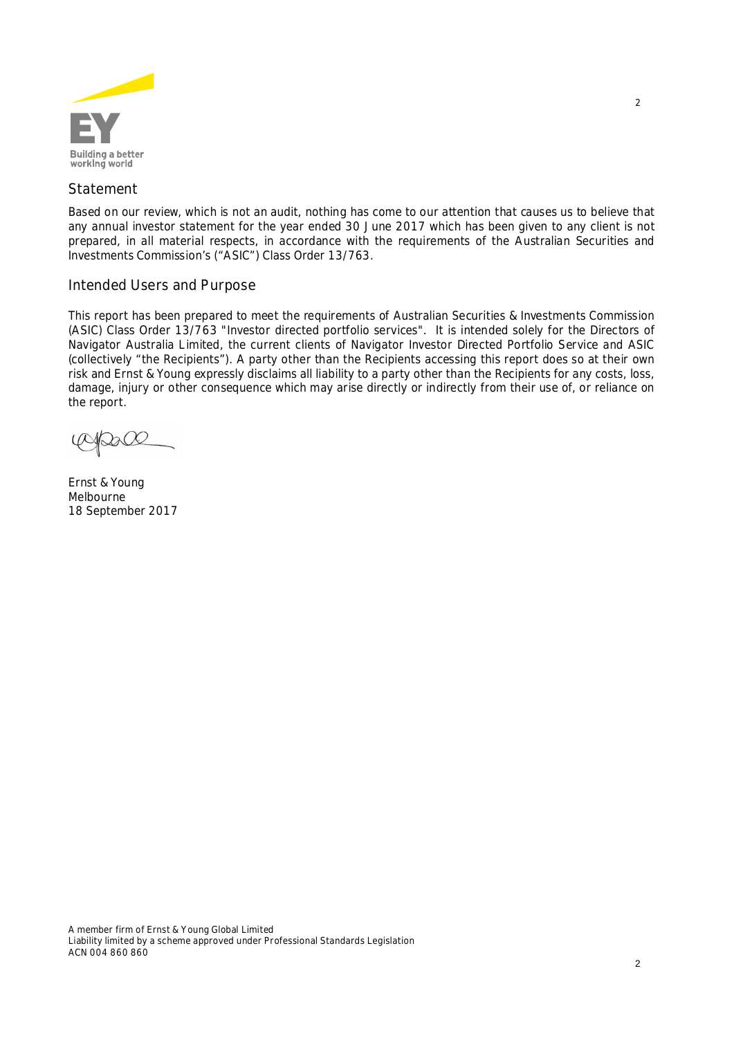## Statement

Based on our review, which is not an audit, nothing has come to our attention that causes us to believe that any annual investor statement for the year ended 30 June 2017 which has been given to any client is not prepared, in all material respects, in accordance with the requirements of the Australian Securities and Investments Commission's ("ASIC") Class Order 13/763.

## Intended Users and Purpose

This report has been prepared to meet the requirements of Australian Securities & Investments Commission (ASIC) Class Order 13/763 "Investor directed portfolio services". It is intended solely for the Directors of Navigator Australia Limited, the current clients of Navigator Investor Directed Portfolio Service and ASIC (collectively "the Recipients"). A party other than the Recipients accessing this report does so at their own risk and Ernst & Young expressly disclaims all liability to a party other than the Recipients for any costs, loss, damage, injury or other consequence which may arise directly or indirectly from their use of, or reliance on the report.

Ernst & Young
Melbourne
18 September 2017

A member firm of Ernst & Young Global Limited
Liability limited by a scheme approved under Professional Standards Legislation
ACN 004 860 860